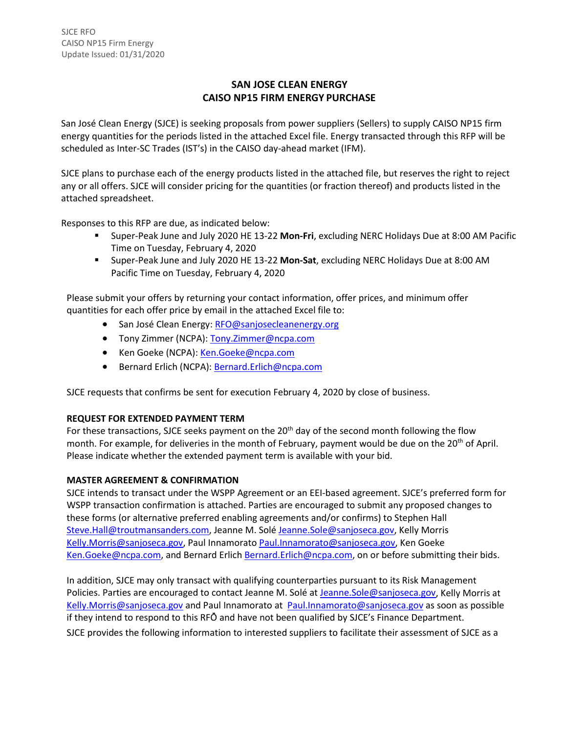SJCE RFO
CAISO NP15 Firm Energy
Update Issued: 01/31/2020

## SAN JOSE CLEAN ENERGY
## CAISO NP15 FIRM ENERGY PURCHASE

San José Clean Energy (SJCE) is seeking proposals from power suppliers (Sellers) to supply CAISO NP15 firm energy quantities for the periods listed in the attached Excel file. Energy transacted through this RFP will be scheduled as Inter-SC Trades (IST's) in the CAISO day-ahead market (IFM).

SJCE plans to purchase each of the energy products listed in the attached file, but reserves the right to reject any or all offers. SJCE will consider pricing for the quantities (or fraction thereof) and products listed in the attached spreadsheet.

Responses to this RFP are due, as indicated below:

- Super-Peak June and July 2020 HE 13-22 **Mon-Fri**, excluding NERC Holidays Due at 8:00 AM Pacific Time on Tuesday, February 4, 2020
- Super-Peak June and July 2020 HE 13-22 **Mon-Sat**, excluding NERC Holidays Due at 8:00 AM Pacific Time on Tuesday, February 4, 2020

Please submit your offers by returning your contact information, offer prices, and minimum offer quantities for each offer price by email in the attached Excel file to:

- San José Clean Energy: RFO@sanjosecleanenergy.org
- Tony Zimmer (NCPA): Tony.Zimmer@ncpa.com
- Ken Goeke (NCPA): Ken.Goeke@ncpa.com
- Bernard Erlich (NCPA): Bernard.Erlich@ncpa.com

SJCE requests that confirms be sent for execution February 4, 2020 by close of business.

**REQUEST FOR EXTENDED PAYMENT TERM**

For these transactions, SJCE seeks payment on the 20th day of the second month following the flow month. For example, for deliveries in the month of February, payment would be due on the 20th of April. Please indicate whether the extended payment term is available with your bid.

**MASTER AGREEMENT & CONFIRMATION**

SJCE intends to transact under the WSPP Agreement or an EEI-based agreement. SJCE's preferred form for WSPP transaction confirmation is attached. Parties are encouraged to submit any proposed changes to these forms (or alternative preferred enabling agreements and/or confirms) to Stephen Hall Steve.Hall@troutmansanders.com, Jeanne M. Solé Jeanne.Sole@sanjoseca.gov, Kelly Morris Kelly.Morris@sanjoseca.gov, Paul Innamorato Paul.Innamorato@sanjoseca.gov, Ken Goeke Ken.Goeke@ncpa.com, and Bernard Erlich Bernard.Erlich@ncpa.com, on or before submitting their bids.

In addition, SJCE may only transact with qualifying counterparties pursuant to its Risk Management Policies. Parties are encouraged to contact Jeanne M. Solé at Jeanne.Sole@sanjoseca.gov, Kelly Morris at Kelly.Morris@sanjoseca.gov and Paul Innamorato at Paul.Innamorato@sanjoseca.gov as soon as possible if they intend to respond to this RFŌ and have not been qualified by SJCE's Finance Department.

SJCE provides the following information to interested suppliers to facilitate their assessment of SJCE as a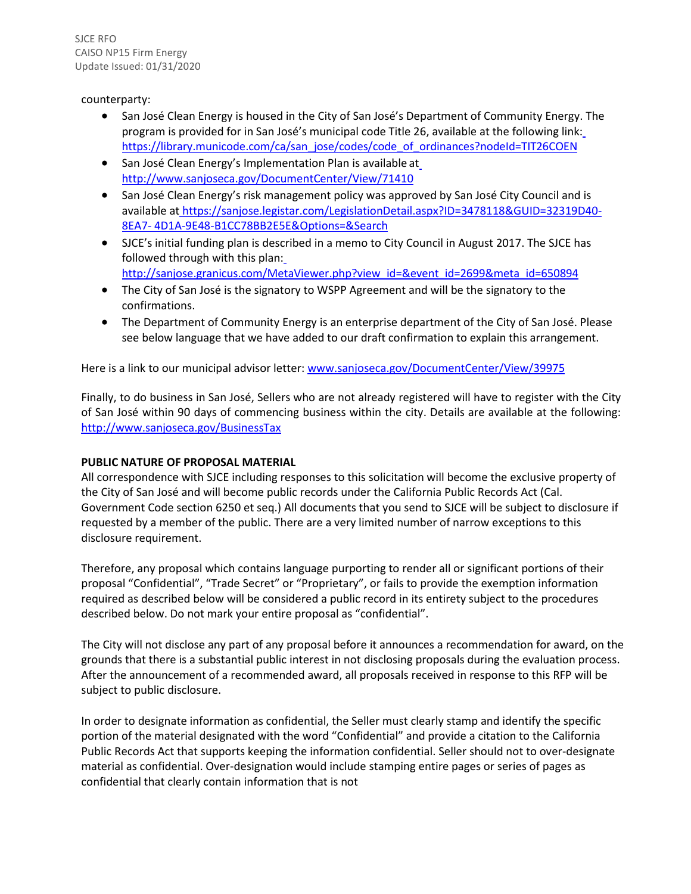counterparty:

- San José Clean Energy is housed in the City of San José's Department of Community Energy. The program is provided for in San José's municipal code Title 26, available at the following link: https://library.municode.com/ca/san_jose/codes/code_of_ordinances?nodeId=TIT26COEN
- San José Clean Energy's Implementation Plan is available at http://www.sanjoseca.gov/DocumentCenter/View/71410
- San José Clean Energy's risk management policy was approved by San José City Council and is available at https://sanjose.legistar.com/LegislationDetail.aspx?ID=3478118&GUID=32319D40-8EA7-4D1A-9E48-B1CC78BB2E5E&Options=&Search
- SJCE's initial funding plan is described in a memo to City Council in August 2017. The SJCE has followed through with this plan: http://sanjose.granicus.com/MetaViewer.php?view_id=&event_id=2699&meta_id=650894
- The City of San José is the signatory to WSPP Agreement and will be the signatory to the confirmations.
- The Department of Community Energy is an enterprise department of the City of San José. Please see below language that we have added to our draft confirmation to explain this arrangement.

Here is a link to our municipal advisor letter: www.sanjoseca.gov/DocumentCenter/View/39975

Finally, to do business in San José, Sellers who are not already registered will have to register with the City of San José within 90 days of commencing business within the city. Details are available at the following: http://www.sanjoseca.gov/BusinessTax

**PUBLIC NATURE OF PROPOSAL MATERIAL**

All correspondence with SJCE including responses to this solicitation will become the exclusive property of the City of San José and will become public records under the California Public Records Act (Cal. Government Code section 6250 et seq.) All documents that you send to SJCE will be subject to disclosure if requested by a member of the public. There are a very limited number of narrow exceptions to this disclosure requirement.

Therefore, any proposal which contains language purporting to render all or significant portions of their proposal "Confidential", "Trade Secret" or "Proprietary", or fails to provide the exemption information required as described below will be considered a public record in its entirety subject to the procedures described below. Do not mark your entire proposal as "confidential".

The City will not disclose any part of any proposal before it announces a recommendation for award, on the grounds that there is a substantial public interest in not disclosing proposals during the evaluation process. After the announcement of a recommended award, all proposals received in response to this RFP will be subject to public disclosure.

In order to designate information as confidential, the Seller must clearly stamp and identify the specific portion of the material designated with the word "Confidential" and provide a citation to the California Public Records Act that supports keeping the information confidential. Seller should not to over-designate material as confidential. Over-designation would include stamping entire pages or series of pages as confidential that clearly contain information that is not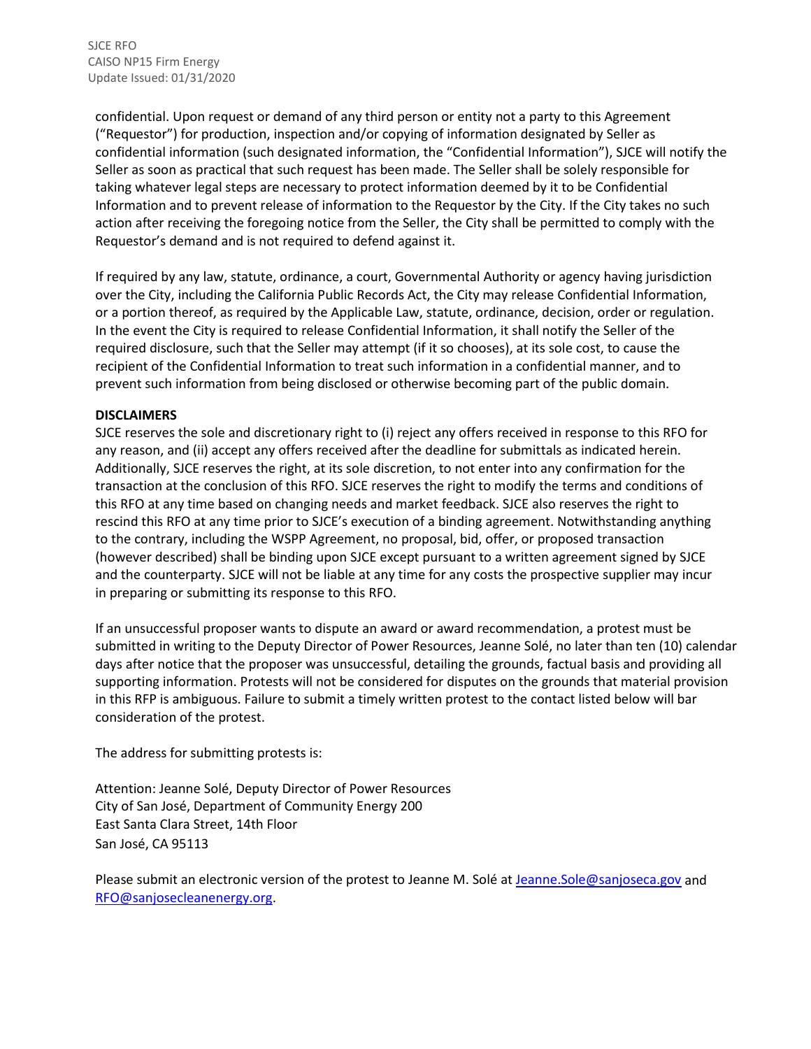confidential. Upon request or demand of any third person or entity not a party to this Agreement ("Requestor") for production, inspection and/or copying of information designated by Seller as confidential information (such designated information, the "Confidential Information"), SJCE will notify the Seller as soon as practical that such request has been made. The Seller shall be solely responsible for taking whatever legal steps are necessary to protect information deemed by it to be Confidential Information and to prevent release of information to the Requestor by the City. If the City takes no such action after receiving the foregoing notice from the Seller, the City shall be permitted to comply with the Requestor's demand and is not required to defend against it.

If required by any law, statute, ordinance, a court, Governmental Authority or agency having jurisdiction over the City, including the California Public Records Act, the City may release Confidential Information, or a portion thereof, as required by the Applicable Law, statute, ordinance, decision, order or regulation. In the event the City is required to release Confidential Information, it shall notify the Seller of the required disclosure, such that the Seller may attempt (if it so chooses), at its sole cost, to cause the recipient of the Confidential Information to treat such information in a confidential manner, and to prevent such information from being disclosed or otherwise becoming part of the public domain.

**DISCLAIMERS**

SJCE reserves the sole and discretionary right to (i) reject any offers received in response to this RFO for any reason, and (ii) accept any offers received after the deadline for submittals as indicated herein. Additionally, SJCE reserves the right, at its sole discretion, to not enter into any confirmation for the transaction at the conclusion of this RFO. SJCE reserves the right to modify the terms and conditions of this RFO at any time based on changing needs and market feedback. SJCE also reserves the right to rescind this RFO at any time prior to SJCE's execution of a binding agreement. Notwithstanding anything to the contrary, including the WSPP Agreement, no proposal, bid, offer, or proposed transaction (however described) shall be binding upon SJCE except pursuant to a written agreement signed by SJCE and the counterparty. SJCE will not be liable at any time for any costs the prospective supplier may incur in preparing or submitting its response to this RFO.

If an unsuccessful proposer wants to dispute an award or award recommendation, a protest must be submitted in writing to the Deputy Director of Power Resources, Jeanne Solé, no later than ten (10) calendar days after notice that the proposer was unsuccessful, detailing the grounds, factual basis and providing all supporting information. Protests will not be considered for disputes on the grounds that material provision in this RFP is ambiguous. Failure to submit a timely written protest to the contact listed below will bar consideration of the protest.

The address for submitting protests is:

Attention: Jeanne Solé, Deputy Director of Power Resources
City of San José, Department of Community Energy 200
East Santa Clara Street, 14th Floor
San José, CA 95113

Please submit an electronic version of the protest to Jeanne M. Solé at Jeanne.Sole@sanjoseca.gov and RFO@sanjosecleanenergy.org.